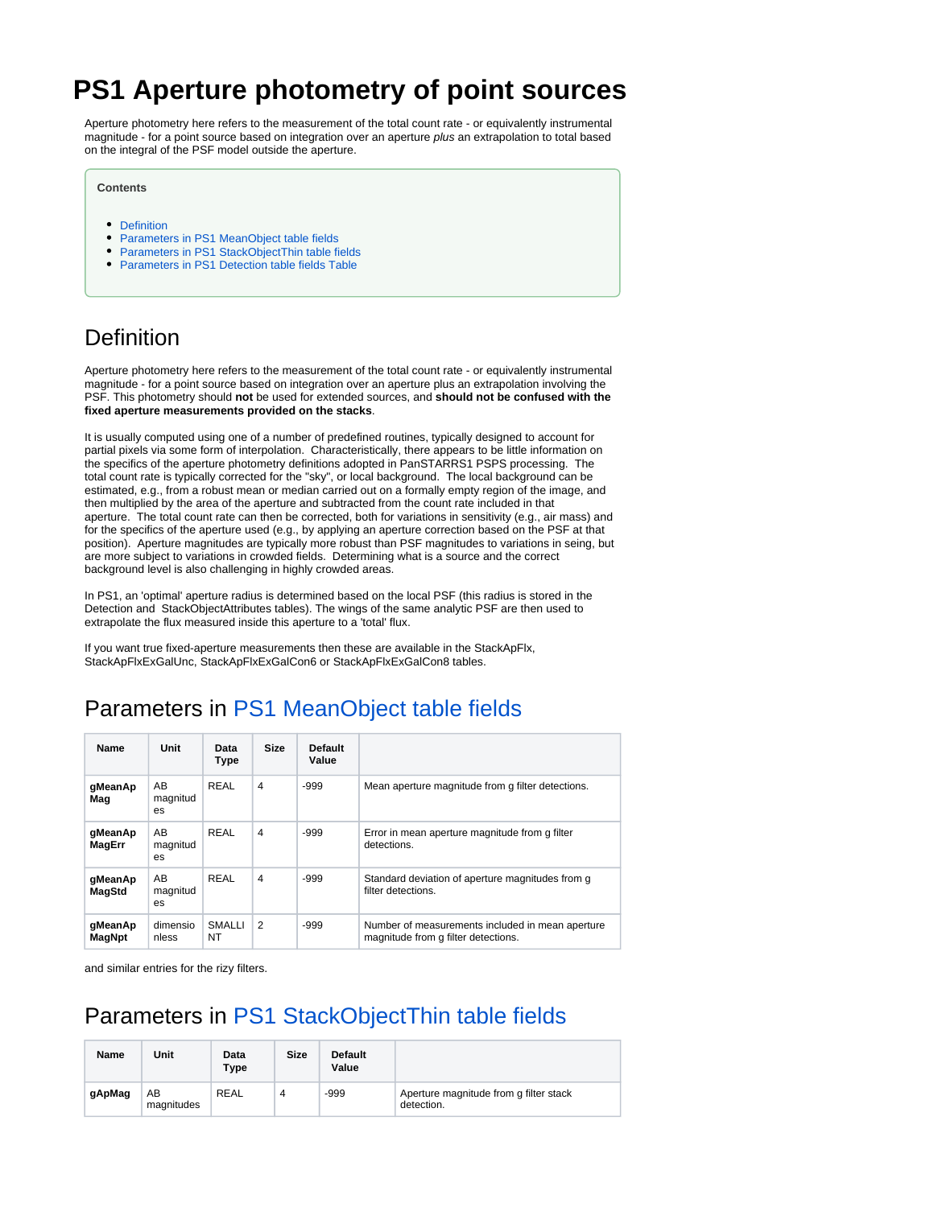# PS1 Aperture photometry of point sources

Aperture photometry here refers to the measurement of the total count rate - or equivalently instrumental magnitude - for a point source based on integration over an aperture *plus* an extrapolation to total based on the integral of the PSF model outside the aperture.

**Contents**

- Definition
- Parameters in PS1 MeanObject table fields
- Parameters in PS1 StackObjectThin table fields
- Parameters in PS1 Detection table fields Table

## Definition

Aperture photometry here refers to the measurement of the total count rate - or equivalently instrumental magnitude - for a point source based on integration over an aperture plus an extrapolation involving the PSF. This photometry should **not** be used for extended sources, and **should not be confused with the fixed aperture measurements provided on the stacks**.

It is usually computed using one of a number of predefined routines, typically designed to account for partial pixels via some form of interpolation. Characteristically, there appears to be little information on the specifics of the aperture photometry definitions adopted in PanSTARRS1 PSPS processing. The total count rate is typically corrected for the "sky", or local background. The local background can be estimated, e.g., from a robust mean or median carried out on a formally empty region of the image, and then multiplied by the area of the aperture and subtracted from the count rate included in that aperture. The total count rate can then be corrected, both for variations in sensitivity (e.g., air mass) and for the specifics of the aperture used (e.g., by applying an aperture correction based on the PSF at that position). Aperture magnitudes are typically more robust than PSF magnitudes to variations in seing, but are more subject to variations in crowded fields. Determining what is a source and the correct background level is also challenging in highly crowded areas.

In PS1, an 'optimal' aperture radius is determined based on the local PSF (this radius is stored in the Detection and StackObjectAttributes tables). The wings of the same analytic PSF are then used to extrapolate the flux measured inside this aperture to a 'total' flux.

If you want true fixed-aperture measurements then these are available in the StackApFlx, StackApFlxExGalUnc, StackApFlxExGalCon6 or StackApFlxExGalCon8 tables.

## Parameters in PS1 MeanObject table fields

| Name | Unit | Data Type | Size | Default Value | |
|---|---|---|---|---|---|
| **gMeanApMag** | AB magnitudes | REAL | 4 | -999 | Mean aperture magnitude from g filter detections. |
| **gMeanApMagErr** | AB magnitudes | REAL | 4 | -999 | Error in mean aperture magnitude from g filter detections. |
| **gMeanApMagStd** | AB magnitudes | REAL | 4 | -999 | Standard deviation of aperture magnitudes from g filter detections. |
| **gMeanApMagNpt** | dimensionless | SMALLINT | 2 | -999 | Number of measurements included in mean aperture magnitude from g filter detections. |

and similar entries for the rizy filters.

## Parameters in PS1 StackObjectThin table fields

| Name | Unit | Data Type | Size | Default Value | |
|---|---|---|---|---|---|
| **gApMag** | AB magnitudes | REAL | 4 | -999 | Aperture magnitude from g filter stack detection. |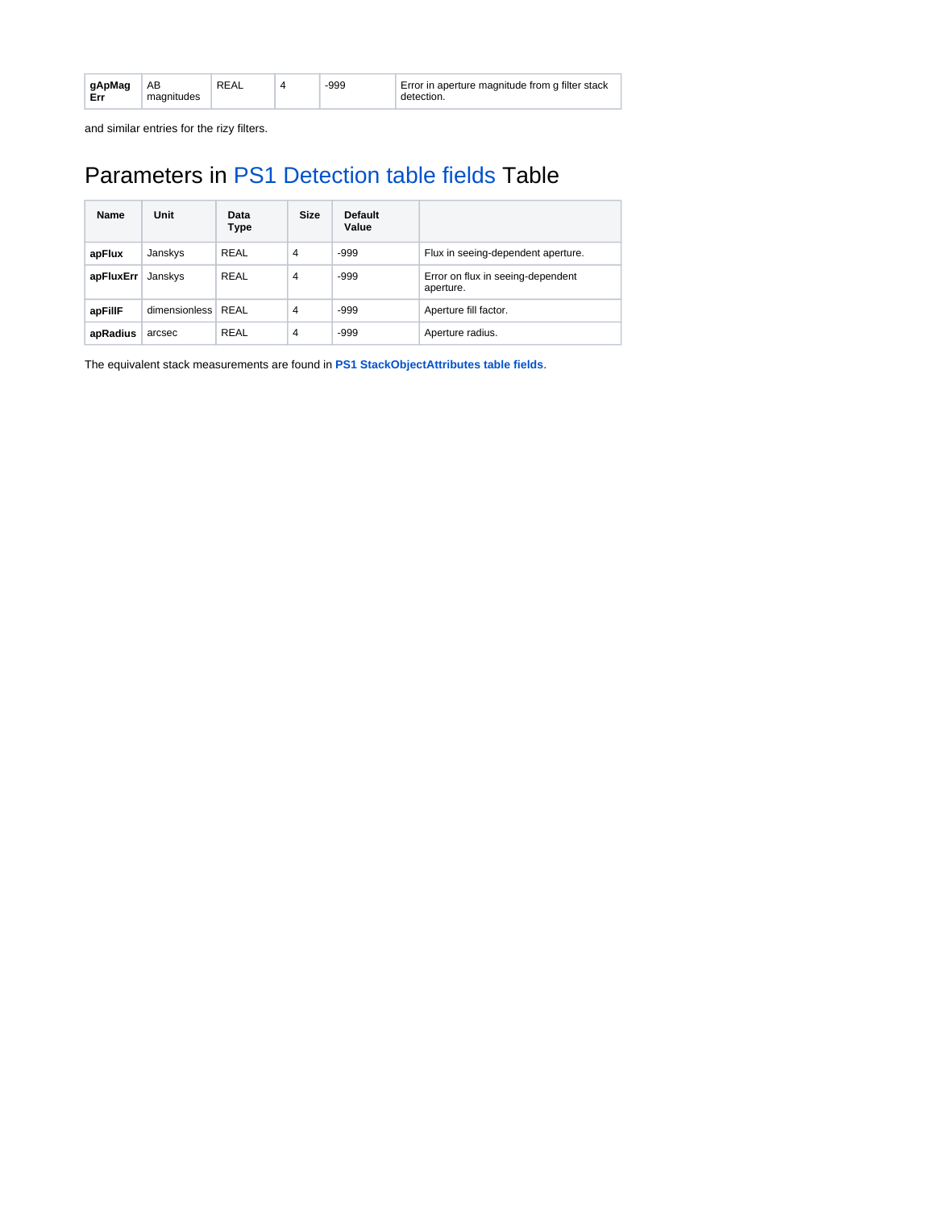| | | | | | |
|---|---|---|---|---|---|
| **gApMagErr** | AB magnitudes | REAL | 4 | -999 | Error in aperture magnitude from g filter stack detection. |

and similar entries for the rizy filters.

## Parameters in PS1 Detection table fields Table

| Name | Unit | Data Type | Size | Default Value | |
|---|---|---|---|---|---|
| **apFlux** | Janskys | REAL | 4 | -999 | Flux in seeing-dependent aperture. |
| **apFluxErr** | Janskys | REAL | 4 | -999 | Error on flux in seeing-dependent aperture. |
| **apFillF** | dimensionless | REAL | 4 | -999 | Aperture fill factor. |
| **apRadius** | arcsec | REAL | 4 | -999 | Aperture radius. |

The equivalent stack measurements are found in **PS1 StackObjectAttributes table fields**.